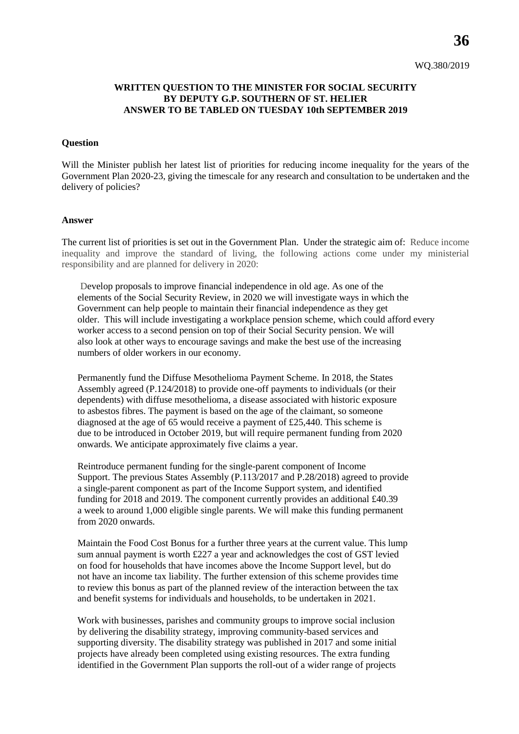WQ.380/2019

**WRITTEN QUESTION TO THE MINISTER FOR SOCIAL SECURITY BY DEPUTY G.P. SOUTHERN OF ST. HELIER ANSWER TO BE TABLED ON TUESDAY 10th SEPTEMBER 2019**

**Question**

Will the Minister publish her latest list of priorities for reducing income inequality for the years of the Government Plan 2020-23, giving the timescale for any research and consultation to be undertaken and the delivery of policies?

**Answer**

The current list of priorities is set out in the Government Plan. Under the strategic aim of: Reduce income inequality and improve the standard of living, the following actions come under my ministerial responsibility and are planned for delivery in 2020:

> Develop proposals to improve financial independence in old age. As one of the elements of the Social Security Review, in 2020 we will investigate ways in which the Government can help people to maintain their financial independence as they get older. This will include investigating a workplace pension scheme, which could afford every worker access to a second pension on top of their Social Security pension. We will also look at other ways to encourage savings and make the best use of the increasing numbers of older workers in our economy.
>
> Permanently fund the Diffuse Mesothelioma Payment Scheme. In 2018, the States Assembly agreed (P.124/2018) to provide one-off payments to individuals (or their dependents) with diffuse mesothelioma, a disease associated with historic exposure to asbestos fibres. The payment is based on the age of the claimant, so someone diagnosed at the age of 65 would receive a payment of £25,440. This scheme is due to be introduced in October 2019, but will require permanent funding from 2020 onwards. We anticipate approximately five claims a year.
>
> Reintroduce permanent funding for the single-parent component of Income Support. The previous States Assembly (P.113/2017 and P.28/2018) agreed to provide a single-parent component as part of the Income Support system, and identified funding for 2018 and 2019. The component currently provides an additional £40.39 a week to around 1,000 eligible single parents. We will make this funding permanent from 2020 onwards.
>
> Maintain the Food Cost Bonus for a further three years at the current value. This lump sum annual payment is worth £227 a year and acknowledges the cost of GST levied on food for households that have incomes above the Income Support level, but do not have an income tax liability. The further extension of this scheme provides time to review this bonus as part of the planned review of the interaction between the tax and benefit systems for individuals and households, to be undertaken in 2021.
>
> Work with businesses, parishes and community groups to improve social inclusion by delivering the disability strategy, improving community-based services and supporting diversity. The disability strategy was published in 2017 and some initial projects have already been completed using existing resources. The extra funding identified in the Government Plan supports the roll-out of a wider range of projects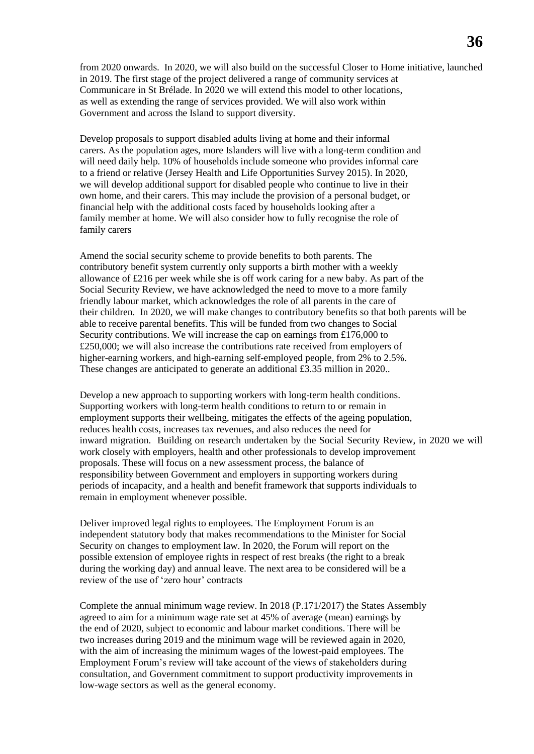from 2020 onwards. In 2020, we will also build on the successful Closer to Home initiative, launched in 2019. The first stage of the project delivered a range of community services at Communicare in St Brélade. In 2020 we will extend this model to other locations, as well as extending the range of services provided. We will also work within Government and across the Island to support diversity.

Develop proposals to support disabled adults living at home and their informal carers. As the population ages, more Islanders will live with a long-term condition and will need daily help. 10% of households include someone who provides informal care to a friend or relative (Jersey Health and Life Opportunities Survey 2015). In 2020, we will develop additional support for disabled people who continue to live in their own home, and their carers. This may include the provision of a personal budget, or financial help with the additional costs faced by households looking after a family member at home. We will also consider how to fully recognise the role of family carers

Amend the social security scheme to provide benefits to both parents. The contributory benefit system currently only supports a birth mother with a weekly allowance of £216 per week while she is off work caring for a new baby. As part of the Social Security Review, we have acknowledged the need to move to a more family friendly labour market, which acknowledges the role of all parents in the care of their children. In 2020, we will make changes to contributory benefits so that both parents will be able to receive parental benefits. This will be funded from two changes to Social Security contributions. We will increase the cap on earnings from £176,000 to £250,000; we will also increase the contributions rate received from employers of higher-earning workers, and high-earning self-employed people, from 2% to 2.5%. These changes are anticipated to generate an additional £3.35 million in 2020..

Develop a new approach to supporting workers with long-term health conditions. Supporting workers with long-term health conditions to return to or remain in employment supports their wellbeing, mitigates the effects of the ageing population, reduces health costs, increases tax revenues, and also reduces the need for inward migration. Building on research undertaken by the Social Security Review, in 2020 we will work closely with employers, health and other professionals to develop improvement proposals. These will focus on a new assessment process, the balance of responsibility between Government and employers in supporting workers during periods of incapacity, and a health and benefit framework that supports individuals to remain in employment whenever possible.

Deliver improved legal rights to employees. The Employment Forum is an independent statutory body that makes recommendations to the Minister for Social Security on changes to employment law. In 2020, the Forum will report on the possible extension of employee rights in respect of rest breaks (the right to a break during the working day) and annual leave. The next area to be considered will be a review of the use of 'zero hour' contracts

Complete the annual minimum wage review. In 2018 (P.171/2017) the States Assembly agreed to aim for a minimum wage rate set at 45% of average (mean) earnings by the end of 2020, subject to economic and labour market conditions. There will be two increases during 2019 and the minimum wage will be reviewed again in 2020, with the aim of increasing the minimum wages of the lowest-paid employees. The Employment Forum's review will take account of the views of stakeholders during consultation, and Government commitment to support productivity improvements in low-wage sectors as well as the general economy.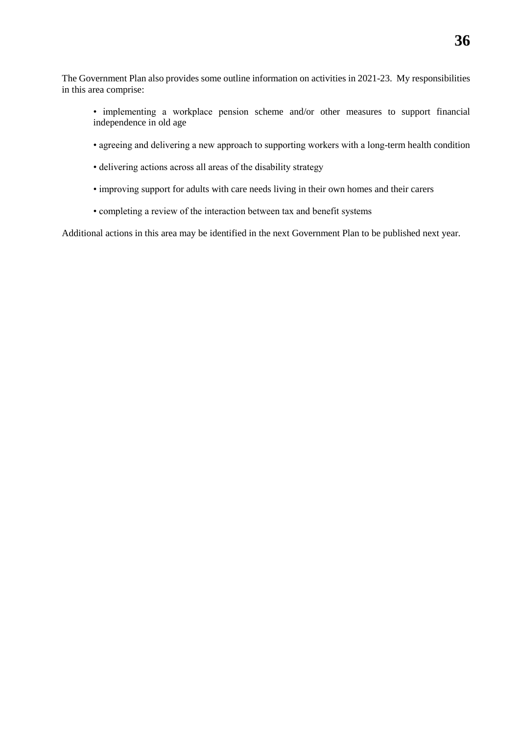The Government Plan also provides some outline information on activities in 2021-23. My responsibilities in this area comprise:

- implementing a workplace pension scheme and/or other measures to support financial independence in old age
- agreeing and delivering a new approach to supporting workers with a long-term health condition
- delivering actions across all areas of the disability strategy
- improving support for adults with care needs living in their own homes and their carers
- completing a review of the interaction between tax and benefit systems

Additional actions in this area may be identified in the next Government Plan to be published next year.